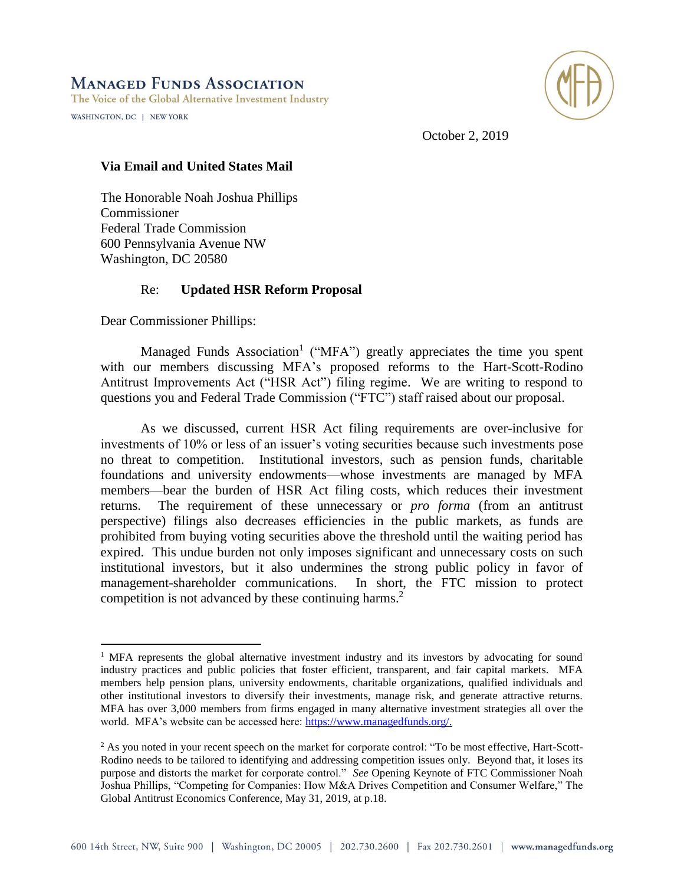# Managed Funds Association

The Voice of the Global Alternative Investment Industry

WASHINGTON, DC | NEW YORK

October 2, 2019

**Via Email and United States Mail**

The Honorable Noah Joshua Phillips
Commissioner
Federal Trade Commission
600 Pennsylvania Avenue NW
Washington, DC 20580

Re: **Updated HSR Reform Proposal**

Dear Commissioner Phillips:

Managed Funds Association[1] ("MFA") greatly appreciates the time you spent with our members discussing MFA's proposed reforms to the Hart-Scott-Rodino Antitrust Improvements Act ("HSR Act") filing regime. We are writing to respond to questions you and Federal Trade Commission ("FTC") staff raised about our proposal.

As we discussed, current HSR Act filing requirements are over-inclusive for investments of 10% or less of an issuer's voting securities because such investments pose no threat to competition. Institutional investors, such as pension funds, charitable foundations and university endowments—whose investments are managed by MFA members—bear the burden of HSR Act filing costs, which reduces their investment returns. The requirement of these unnecessary or *pro forma* (from an antitrust perspective) filings also decreases efficiencies in the public markets, as funds are prohibited from buying voting securities above the threshold until the waiting period has expired. This undue burden not only imposes significant and unnecessary costs on such institutional investors, but it also undermines the strong public policy in favor of management-shareholder communications. In short, the FTC mission to protect competition is not advanced by these continuing harms.[2]

---

[1] MFA represents the global alternative investment industry and its investors by advocating for sound industry practices and public policies that foster efficient, transparent, and fair capital markets. MFA members help pension plans, university endowments, charitable organizations, qualified individuals and other institutional investors to diversify their investments, manage risk, and generate attractive returns. MFA has over 3,000 members from firms engaged in many alternative investment strategies all over the world. MFA's website can be accessed here: https://www.managedfunds.org/.

[2] As you noted in your recent speech on the market for corporate control: "To be most effective, Hart-Scott-Rodino needs to be tailored to identifying and addressing competition issues only. Beyond that, it loses its purpose and distorts the market for corporate control." *See* Opening Keynote of FTC Commissioner Noah Joshua Phillips, "Competing for Companies: How M&A Drives Competition and Consumer Welfare," The Global Antitrust Economics Conference, May 31, 2019, at p.18.

600 14th Street, NW, Suite 900 | Washington, DC 20005 | 202.730.2600 | Fax 202.730.2601 | www.managedfunds.org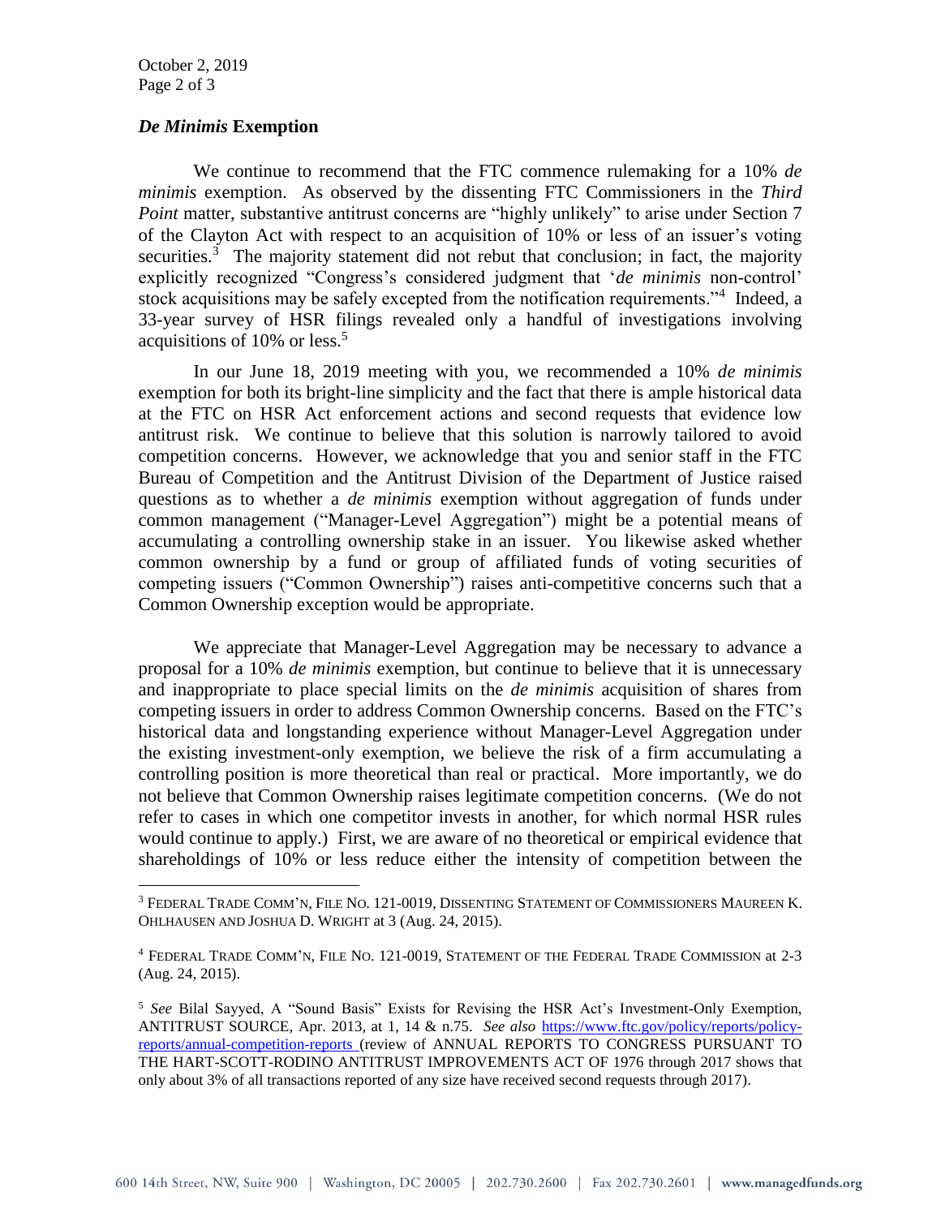### *De Minimis* Exemption

We continue to recommend that the FTC commence rulemaking for a 10% *de minimis* exemption. As observed by the dissenting FTC Commissioners in the *Third Point* matter, substantive antitrust concerns are "highly unlikely" to arise under Section 7 of the Clayton Act with respect to an acquisition of 10% or less of an issuer's voting securities.[3] The majority statement did not rebut that conclusion; in fact, the majority explicitly recognized "Congress's considered judgment that '*de minimis* non-control' stock acquisitions may be safely excepted from the notification requirements."[4] Indeed, a 33-year survey of HSR filings revealed only a handful of investigations involving acquisitions of 10% or less.[5]

In our June 18, 2019 meeting with you, we recommended a 10% *de minimis* exemption for both its bright-line simplicity and the fact that there is ample historical data at the FTC on HSR Act enforcement actions and second requests that evidence low antitrust risk. We continue to believe that this solution is narrowly tailored to avoid competition concerns. However, we acknowledge that you and senior staff in the FTC Bureau of Competition and the Antitrust Division of the Department of Justice raised questions as to whether a *de minimis* exemption without aggregation of funds under common management ("Manager-Level Aggregation") might be a potential means of accumulating a controlling ownership stake in an issuer. You likewise asked whether common ownership by a fund or group of affiliated funds of voting securities of competing issuers ("Common Ownership") raises anti-competitive concerns such that a Common Ownership exception would be appropriate.

We appreciate that Manager-Level Aggregation may be necessary to advance a proposal for a 10% *de minimis* exemption, but continue to believe that it is unnecessary and inappropriate to place special limits on the *de minimis* acquisition of shares from competing issuers in order to address Common Ownership concerns. Based on the FTC's historical data and longstanding experience without Manager-Level Aggregation under the existing investment-only exemption, we believe the risk of a firm accumulating a controlling position is more theoretical than real or practical. More importantly, we do not believe that Common Ownership raises legitimate competition concerns. (We do not refer to cases in which one competitor invests in another, for which normal HSR rules would continue to apply.) First, we are aware of no theoretical or empirical evidence that shareholdings of 10% or less reduce either the intensity of competition between the

---

[3] FEDERAL TRADE COMM'N, FILE NO. 121-0019, DISSENTING STATEMENT OF COMMISSIONERS MAUREEN K. OHLHAUSEN AND JOSHUA D. WRIGHT at 3 (Aug. 24, 2015).

[4] FEDERAL TRADE COMM'N, FILE NO. 121-0019, STATEMENT OF THE FEDERAL TRADE COMMISSION at 2-3 (Aug. 24, 2015).

[5] *See* Bilal Sayyed, A "Sound Basis" Exists for Revising the HSR Act's Investment-Only Exemption, ANTITRUST SOURCE, Apr. 2013, at 1, 14 & n.75. *See also* https://www.ftc.gov/policy/reports/policy-reports/annual-competition-reports (review of ANNUAL REPORTS TO CONGRESS PURSUANT TO THE HART-SCOTT-RODINO ANTITRUST IMPROVEMENTS ACT OF 1976 through 2017 shows that only about 3% of all transactions reported of any size have received second requests through 2017).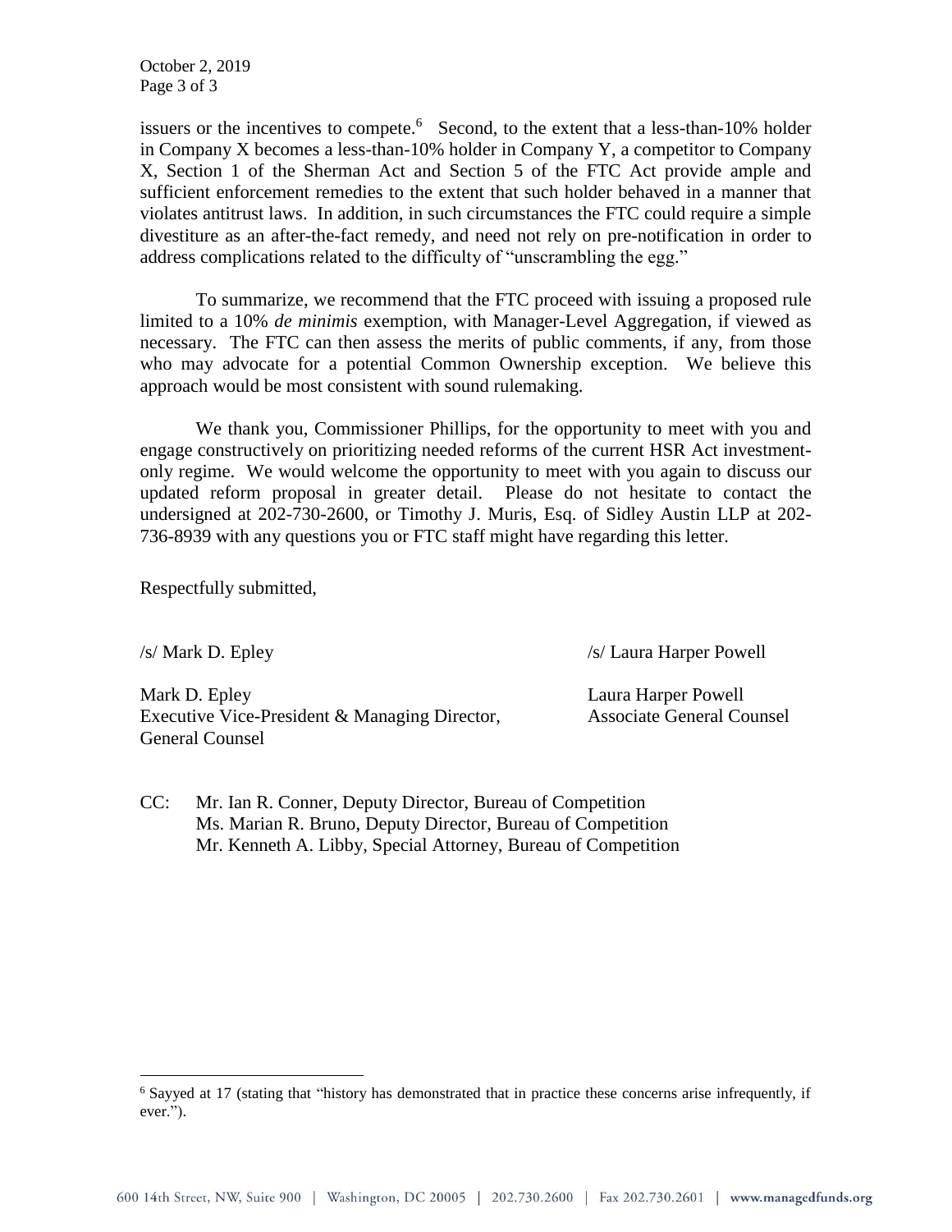issuers or the incentives to compete.[6] Second, to the extent that a less-than-10% holder in Company X becomes a less-than-10% holder in Company Y, a competitor to Company X, Section 1 of the Sherman Act and Section 5 of the FTC Act provide ample and sufficient enforcement remedies to the extent that such holder behaved in a manner that violates antitrust laws. In addition, in such circumstances the FTC could require a simple divestiture as an after-the-fact remedy, and need not rely on pre-notification in order to address complications related to the difficulty of "unscrambling the egg."

To summarize, we recommend that the FTC proceed with issuing a proposed rule limited to a 10% *de minimis* exemption, with Manager-Level Aggregation, if viewed as necessary. The FTC can then assess the merits of public comments, if any, from those who may advocate for a potential Common Ownership exception. We believe this approach would be most consistent with sound rulemaking.

We thank you, Commissioner Phillips, for the opportunity to meet with you and engage constructively on prioritizing needed reforms of the current HSR Act investment-only regime. We would welcome the opportunity to meet with you again to discuss our updated reform proposal in greater detail. Please do not hesitate to contact the undersigned at 202-730-2600, or Timothy J. Muris, Esq. of Sidley Austin LLP at 202-736-8939 with any questions you or FTC staff might have regarding this letter.

Respectfully submitted,

/s/ Mark D. Epley

Mark D. Epley
Executive Vice-President & Managing Director, General Counsel

/s/ Laura Harper Powell

Laura Harper Powell
Associate General Counsel

CC: Mr. Ian R. Conner, Deputy Director, Bureau of Competition
Ms. Marian R. Bruno, Deputy Director, Bureau of Competition
Mr. Kenneth A. Libby, Special Attorney, Bureau of Competition

[6] Sayyed at 17 (stating that "history has demonstrated that in practice these concerns arise infrequently, if ever.").

600 14th Street, NW, Suite 900 | Washington, DC 20005 | 202.730.2600 | Fax 202.730.2601 | www.managedfunds.org